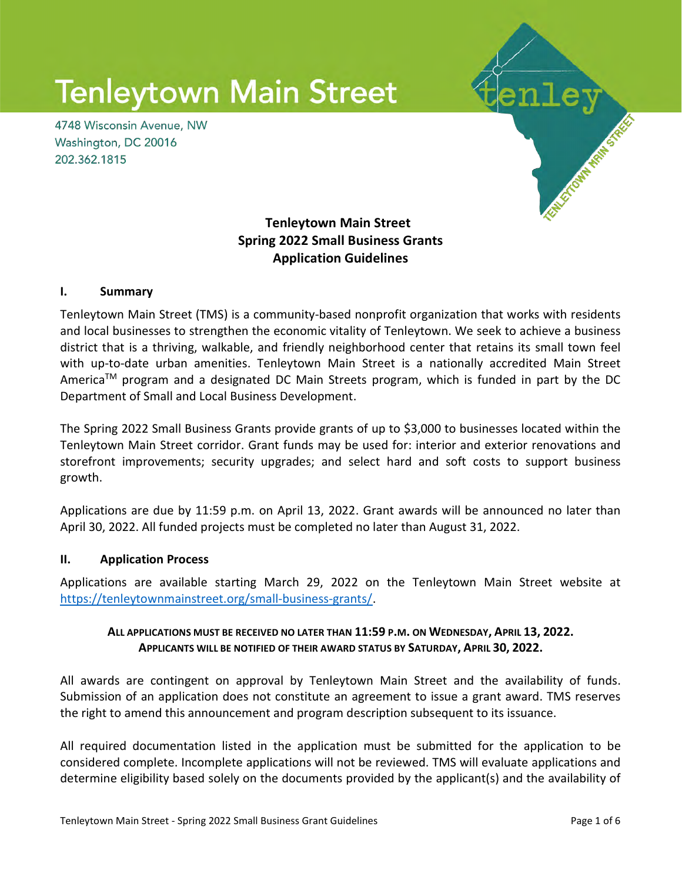# Tenleytown Main Street

4748 Wisconsin Avenue, NW
Washington, DC 20016
202.362.1815

**Tenleytown Main Street**
**Spring 2022 Small Business Grants**
**Application Guidelines**

## I. Summary

Tenleytown Main Street (TMS) is a community-based nonprofit organization that works with residents and local businesses to strengthen the economic vitality of Tenleytown. We seek to achieve a business district that is a thriving, walkable, and friendly neighborhood center that retains its small town feel with up-to-date urban amenities. Tenleytown Main Street is a nationally accredited Main Street America™ program and a designated DC Main Streets program, which is funded in part by the DC Department of Small and Local Business Development.

The Spring 2022 Small Business Grants provide grants of up to $3,000 to businesses located within the Tenleytown Main Street corridor. Grant funds may be used for: interior and exterior renovations and storefront improvements; security upgrades; and select hard and soft costs to support business growth.

Applications are due by 11:59 p.m. on April 13, 2022. Grant awards will be announced no later than April 30, 2022. All funded projects must be completed no later than August 31, 2022.

## II. Application Process

Applications are available starting March 29, 2022 on the Tenleytown Main Street website at https://tenleytownmainstreet.org/small-business-grants/.

**ALL APPLICATIONS MUST BE RECEIVED NO LATER THAN 11:59 P.M. ON WEDNESDAY, APRIL 13, 2022.**
**APPLICANTS WILL BE NOTIFIED OF THEIR AWARD STATUS BY SATURDAY, APRIL 30, 2022.**

All awards are contingent on approval by Tenleytown Main Street and the availability of funds. Submission of an application does not constitute an agreement to issue a grant award. TMS reserves the right to amend this announcement and program description subsequent to its issuance.

All required documentation listed in the application must be submitted for the application to be considered complete. Incomplete applications will not be reviewed. TMS will evaluate applications and determine eligibility based solely on the documents provided by the applicant(s) and the availability of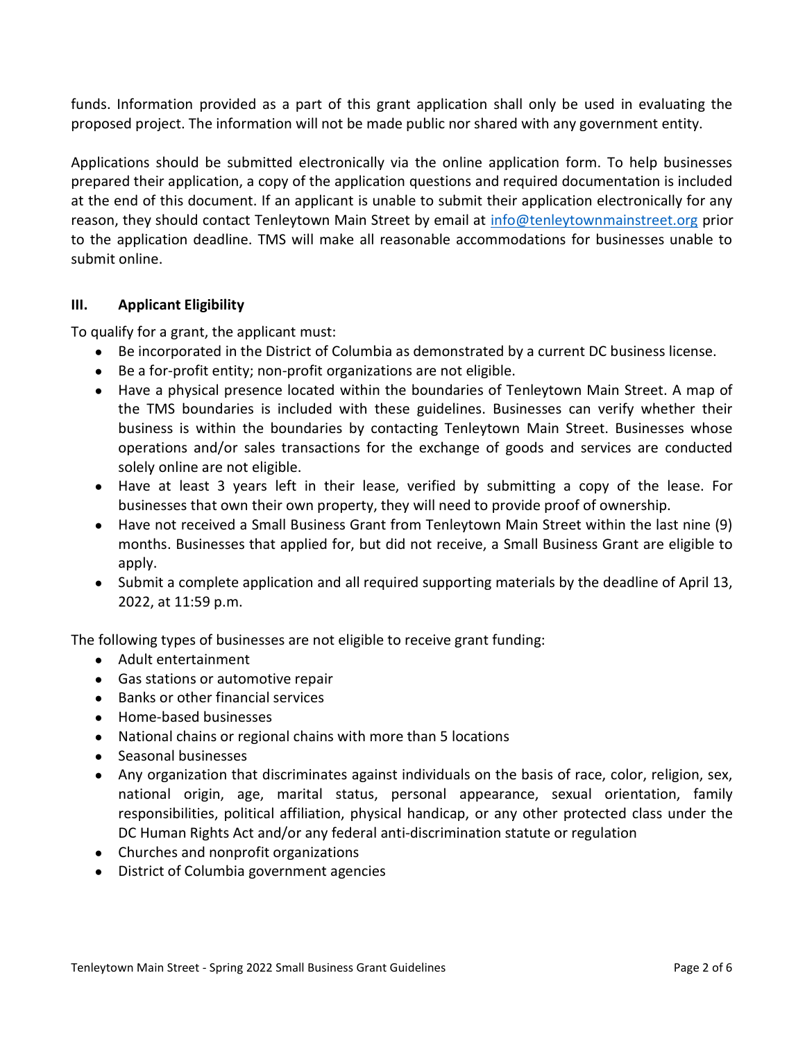funds. Information provided as a part of this grant application shall only be used in evaluating the proposed project. The information will not be made public nor shared with any government entity.

Applications should be submitted electronically via the online application form. To help businesses prepared their application, a copy of the application questions and required documentation is included at the end of this document. If an applicant is unable to submit their application electronically for any reason, they should contact Tenleytown Main Street by email at info@tenleytownmainstreet.org prior to the application deadline. TMS will make all reasonable accommodations for businesses unable to submit online.

## III. Applicant Eligibility

To qualify for a grant, the applicant must:

- Be incorporated in the District of Columbia as demonstrated by a current DC business license.
- Be a for-profit entity; non-profit organizations are not eligible.
- Have a physical presence located within the boundaries of Tenleytown Main Street. A map of the TMS boundaries is included with these guidelines. Businesses can verify whether their business is within the boundaries by contacting Tenleytown Main Street. Businesses whose operations and/or sales transactions for the exchange of goods and services are conducted solely online are not eligible.
- Have at least 3 years left in their lease, verified by submitting a copy of the lease. For businesses that own their own property, they will need to provide proof of ownership.
- Have not received a Small Business Grant from Tenleytown Main Street within the last nine (9) months. Businesses that applied for, but did not receive, a Small Business Grant are eligible to apply.
- Submit a complete application and all required supporting materials by the deadline of April 13, 2022, at 11:59 p.m.

The following types of businesses are not eligible to receive grant funding:

- Adult entertainment
- Gas stations or automotive repair
- Banks or other financial services
- Home-based businesses
- National chains or regional chains with more than 5 locations
- Seasonal businesses
- Any organization that discriminates against individuals on the basis of race, color, religion, sex, national origin, age, marital status, personal appearance, sexual orientation, family responsibilities, political affiliation, physical handicap, or any other protected class under the DC Human Rights Act and/or any federal anti-discrimination statute or regulation
- Churches and nonprofit organizations
- District of Columbia government agencies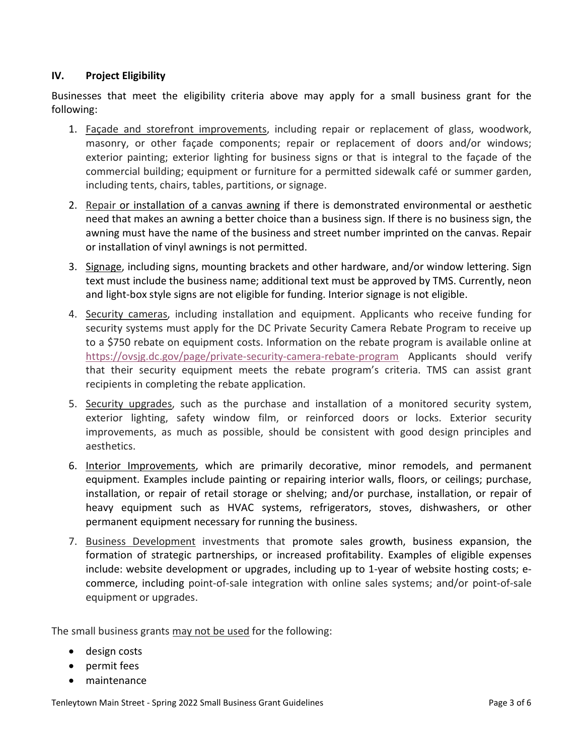## IV. Project Eligibility

Businesses that meet the eligibility criteria above may apply for a small business grant for the following:

1. Façade and storefront improvements, including repair or replacement of glass, woodwork, masonry, or other façade components; repair or replacement of doors and/or windows; exterior painting; exterior lighting for business signs or that is integral to the façade of the commercial building; equipment or furniture for a permitted sidewalk café or summer garden, including tents, chairs, tables, partitions, or signage.
2. Repair or installation of a canvas awning if there is demonstrated environmental or aesthetic need that makes an awning a better choice than a business sign. If there is no business sign, the awning must have the name of the business and street number imprinted on the canvas. Repair or installation of vinyl awnings is not permitted.
3. Signage, including signs, mounting brackets and other hardware, and/or window lettering. Sign text must include the business name; additional text must be approved by TMS. Currently, neon and light-box style signs are not eligible for funding. Interior signage is not eligible.
4. Security cameras, including installation and equipment. Applicants who receive funding for security systems must apply for the DC Private Security Camera Rebate Program to receive up to a $750 rebate on equipment costs. Information on the rebate program is available online at https://ovsjg.dc.gov/page/private-security-camera-rebate-program Applicants should verify that their security equipment meets the rebate program's criteria. TMS can assist grant recipients in completing the rebate application.
5. Security upgrades, such as the purchase and installation of a monitored security system, exterior lighting, safety window film, or reinforced doors or locks. Exterior security improvements, as much as possible, should be consistent with good design principles and aesthetics.
6. Interior Improvements, which are primarily decorative, minor remodels, and permanent equipment. Examples include painting or repairing interior walls, floors, or ceilings; purchase, installation, or repair of retail storage or shelving; and/or purchase, installation, or repair of heavy equipment such as HVAC systems, refrigerators, stoves, dishwashers, or other permanent equipment necessary for running the business.
7. Business Development investments that promote sales growth, business expansion, the formation of strategic partnerships, or increased profitability. Examples of eligible expenses include: website development or upgrades, including up to 1-year of website hosting costs; e-commerce, including point-of-sale integration with online sales systems; and/or point-of-sale equipment or upgrades.

The small business grants may not be used for the following:

- design costs
- permit fees
- maintenance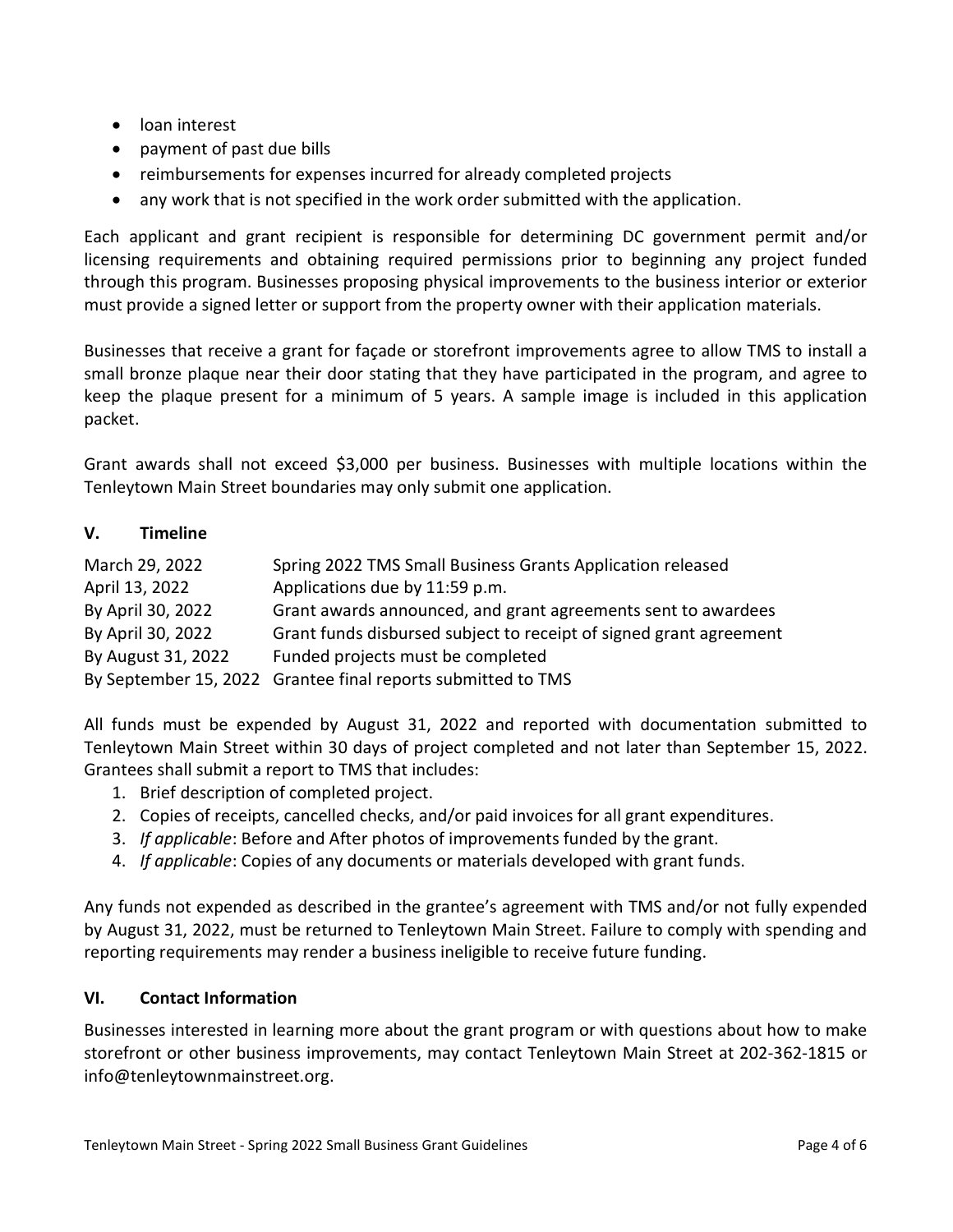- loan interest
- payment of past due bills
- reimbursements for expenses incurred for already completed projects
- any work that is not specified in the work order submitted with the application.

Each applicant and grant recipient is responsible for determining DC government permit and/or licensing requirements and obtaining required permissions prior to beginning any project funded through this program. Businesses proposing physical improvements to the business interior or exterior must provide a signed letter or support from the property owner with their application materials.

Businesses that receive a grant for façade or storefront improvements agree to allow TMS to install a small bronze plaque near their door stating that they have participated in the program, and agree to keep the plaque present for a minimum of 5 years. A sample image is included in this application packet.

Grant awards shall not exceed $3,000 per business. Businesses with multiple locations within the Tenleytown Main Street boundaries may only submit one application.

## V. Timeline

| | |
|---|---|
| March 29, 2022 | Spring 2022 TMS Small Business Grants Application released |
| April 13, 2022 | Applications due by 11:59 p.m. |
| By April 30, 2022 | Grant awards announced, and grant agreements sent to awardees |
| By April 30, 2022 | Grant funds disbursed subject to receipt of signed grant agreement |
| By August 31, 2022 | Funded projects must be completed |
| By September 15, 2022 | Grantee final reports submitted to TMS |

All funds must be expended by August 31, 2022 and reported with documentation submitted to Tenleytown Main Street within 30 days of project completed and not later than September 15, 2022. Grantees shall submit a report to TMS that includes:

1. Brief description of completed project.
2. Copies of receipts, cancelled checks, and/or paid invoices for all grant expenditures.
3. *If applicable*: Before and After photos of improvements funded by the grant.
4. *If applicable*: Copies of any documents or materials developed with grant funds.

Any funds not expended as described in the grantee's agreement with TMS and/or not fully expended by August 31, 2022, must be returned to Tenleytown Main Street. Failure to comply with spending and reporting requirements may render a business ineligible to receive future funding.

## VI. Contact Information

Businesses interested in learning more about the grant program or with questions about how to make storefront or other business improvements, may contact Tenleytown Main Street at 202-362-1815 or info@tenleytownmainstreet.org.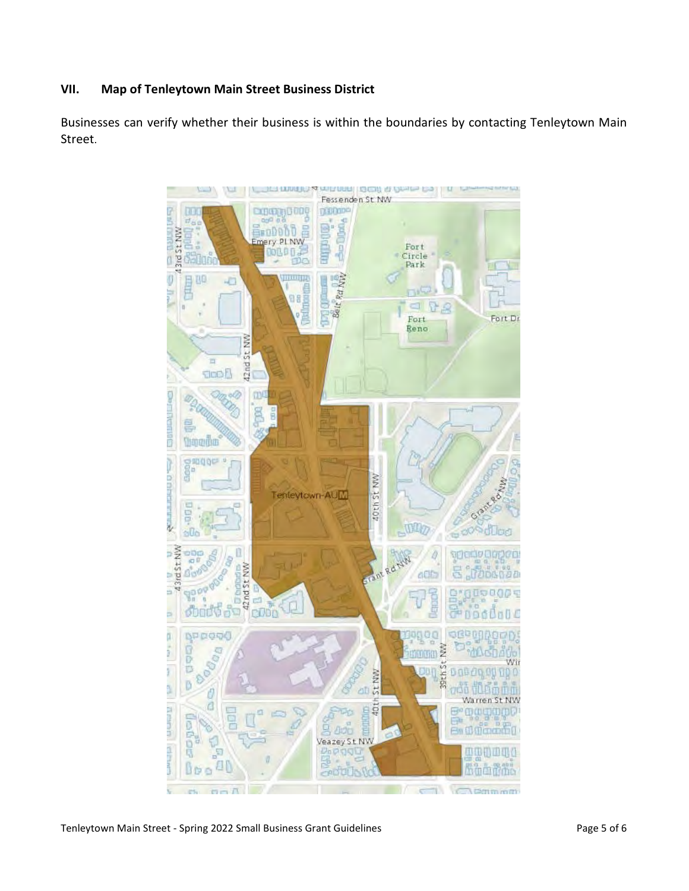## VII. Map of Tenleytown Main Street Business District

Businesses can verify whether their business is within the boundaries by contacting Tenleytown Main Street.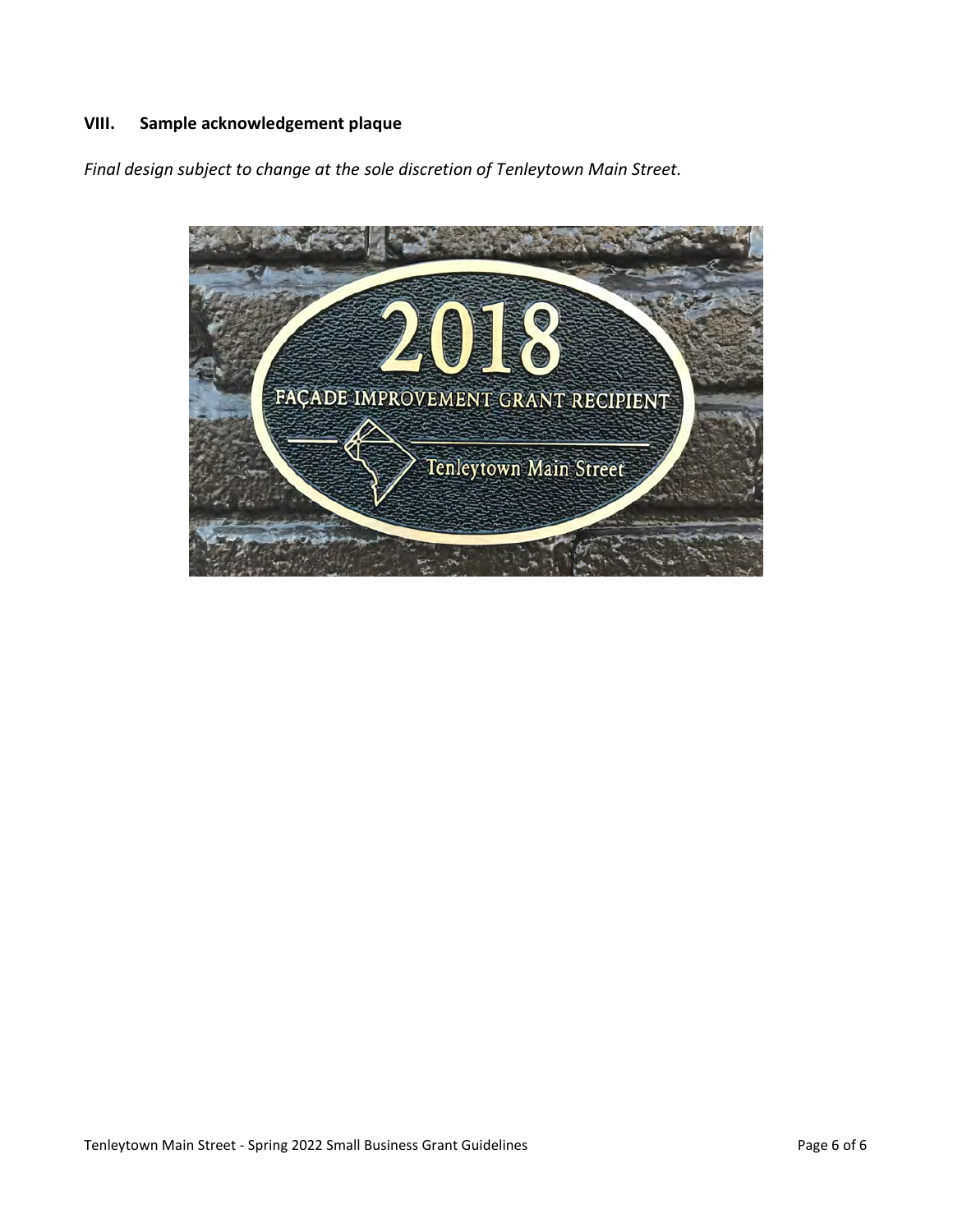## VIII. Sample acknowledgement plaque

*Final design subject to change at the sole discretion of Tenleytown Main Street.*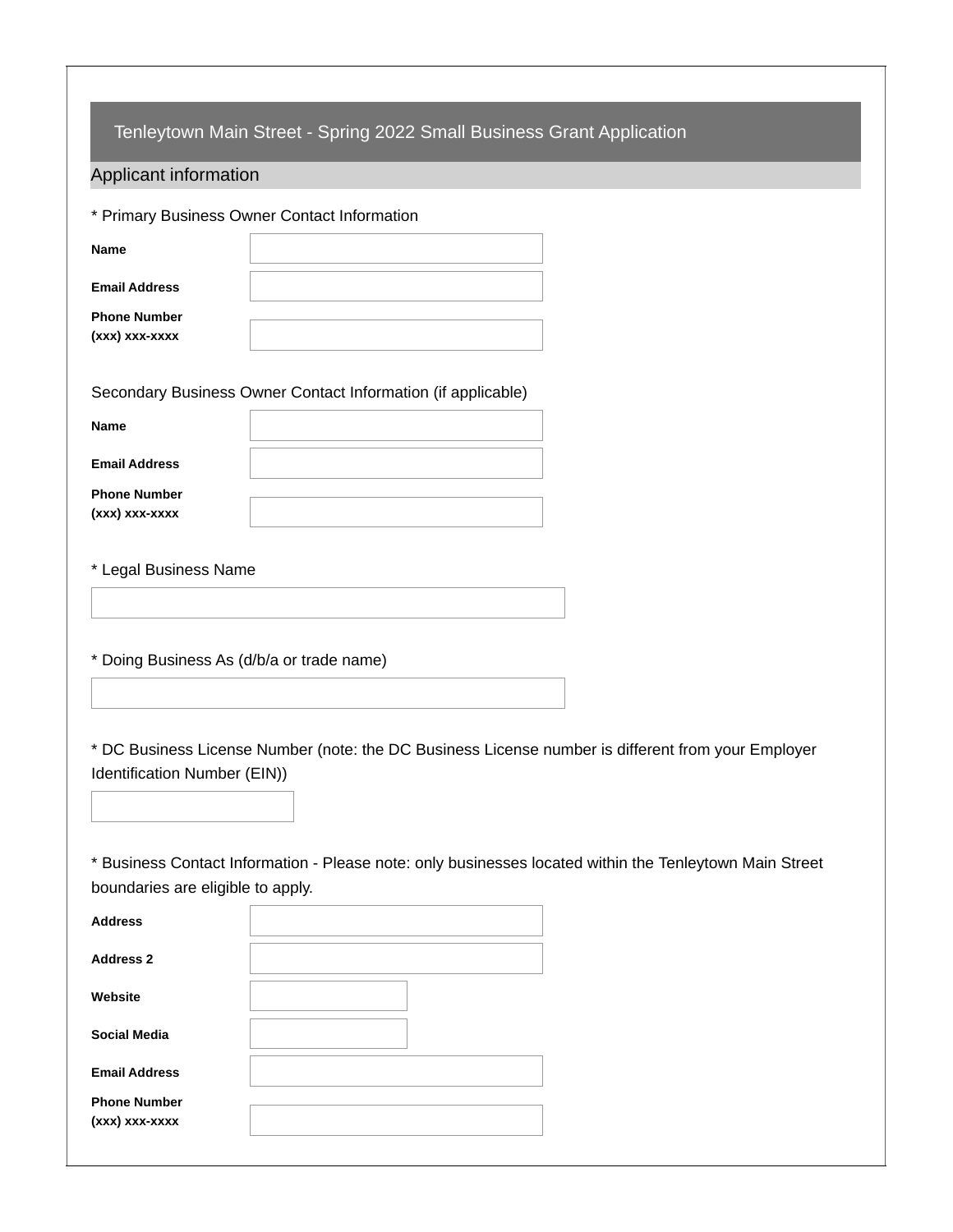# Tenleytown Main Street - Spring 2022 Small Business Grant Application

## Applicant information

* Primary Business Owner Contact Information

**Name**

**Email Address**

**Phone Number (xxx) xxx-xxxx**

Secondary Business Owner Contact Information (if applicable)

**Name**

**Email Address**

**Phone Number (xxx) xxx-xxxx**

* Legal Business Name

* Doing Business As (d/b/a or trade name)

* DC Business License Number (note: the DC Business License number is different from your Employer Identification Number (EIN))

* Business Contact Information - Please note: only businesses located within the Tenleytown Main Street boundaries are eligible to apply.

**Address**

**Address 2**

**Website**

**Social Media**

**Email Address**

**Phone Number (xxx) xxx-xxxx**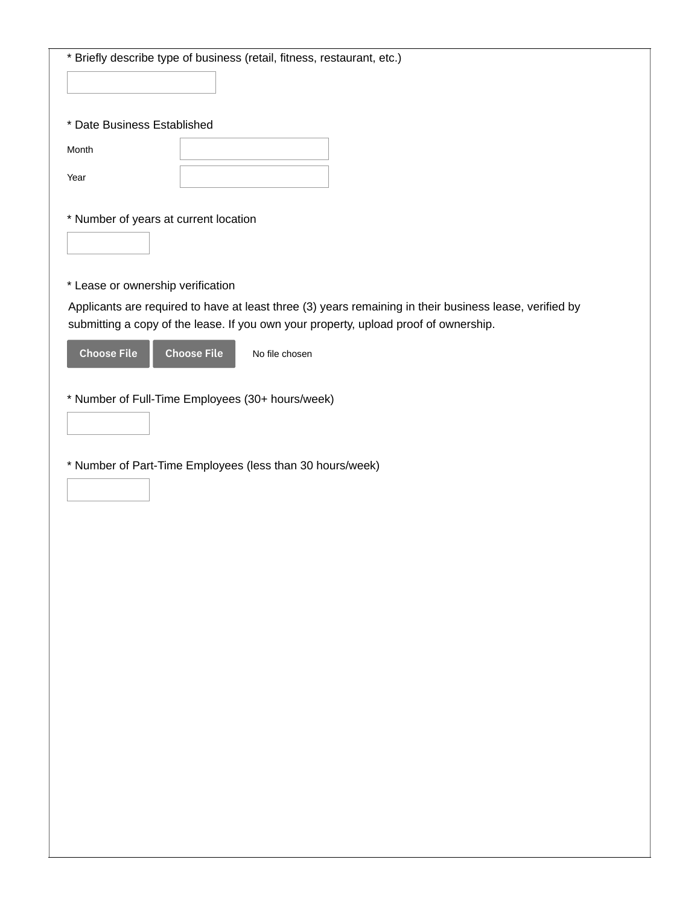* Briefly describe type of business (retail, fitness, restaurant, etc.)

* Date Business Established

Month

Year

* Number of years at current location

* Lease or ownership verification

Applicants are required to have at least three (3) years remaining in their business lease, verified by submitting a copy of the lease. If you own your property, upload proof of ownership.

Choose File Choose File No file chosen

* Number of Full-Time Employees (30+ hours/week)

* Number of Part-Time Employees (less than 30 hours/week)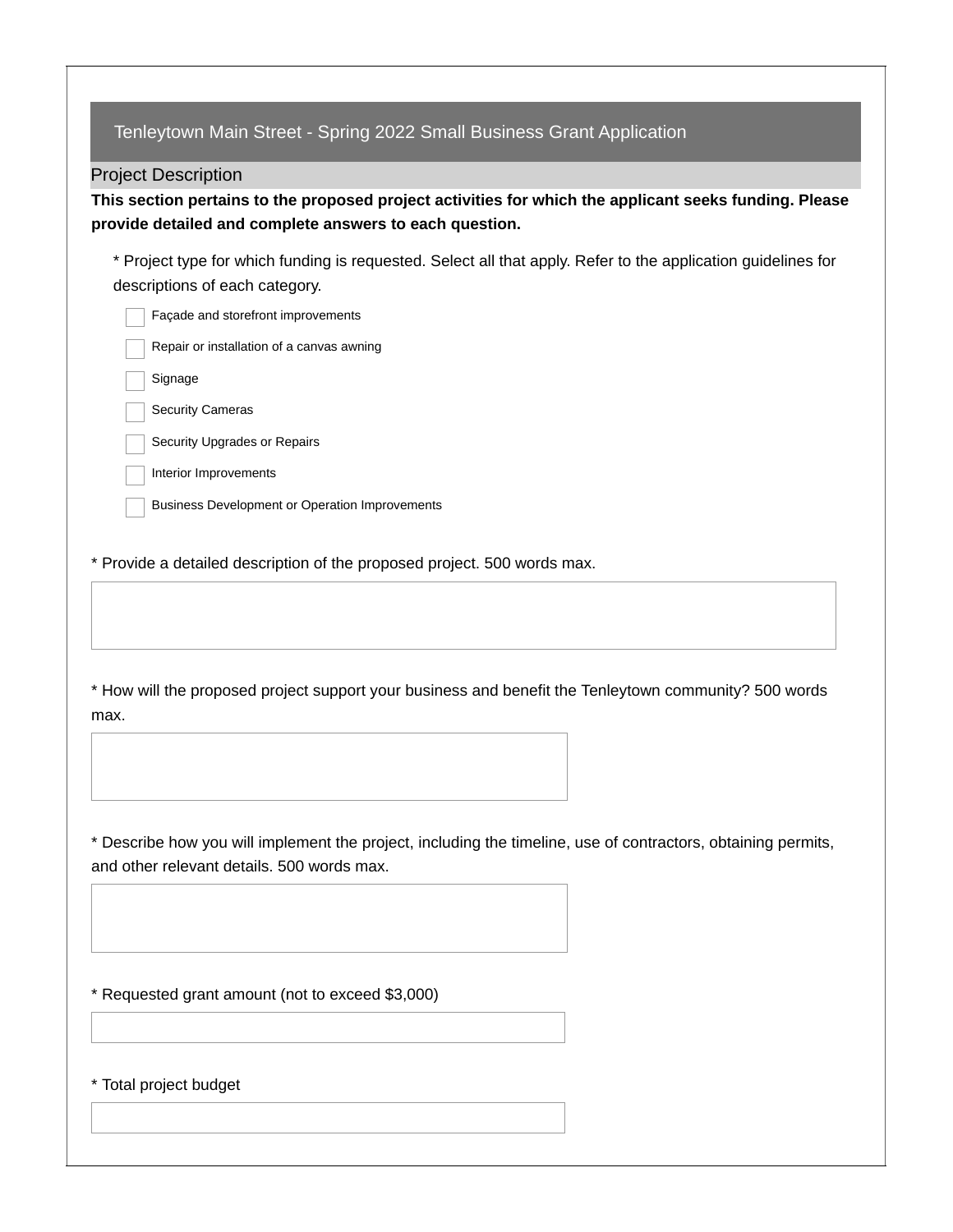## Tenleytown Main Street - Spring 2022 Small Business Grant Application

### Project Description

**This section pertains to the proposed project activities for which the applicant seeks funding. Please provide detailed and complete answers to each question.**

* Project type for which funding is requested. Select all that apply. Refer to the application guidelines for descriptions of each category.

- [ ] Façade and storefront improvements
- [ ] Repair or installation of a canvas awning
- [ ] Signage
- [ ] Security Cameras
- [ ] Security Upgrades or Repairs
- [ ] Interior Improvements
- [ ] Business Development or Operation Improvements

* Provide a detailed description of the proposed project. 500 words max.

* How will the proposed project support your business and benefit the Tenleytown community? 500 words max.

* Describe how you will implement the project, including the timeline, use of contractors, obtaining permits, and other relevant details. 500 words max.

* Requested grant amount (not to exceed $3,000)

* Total project budget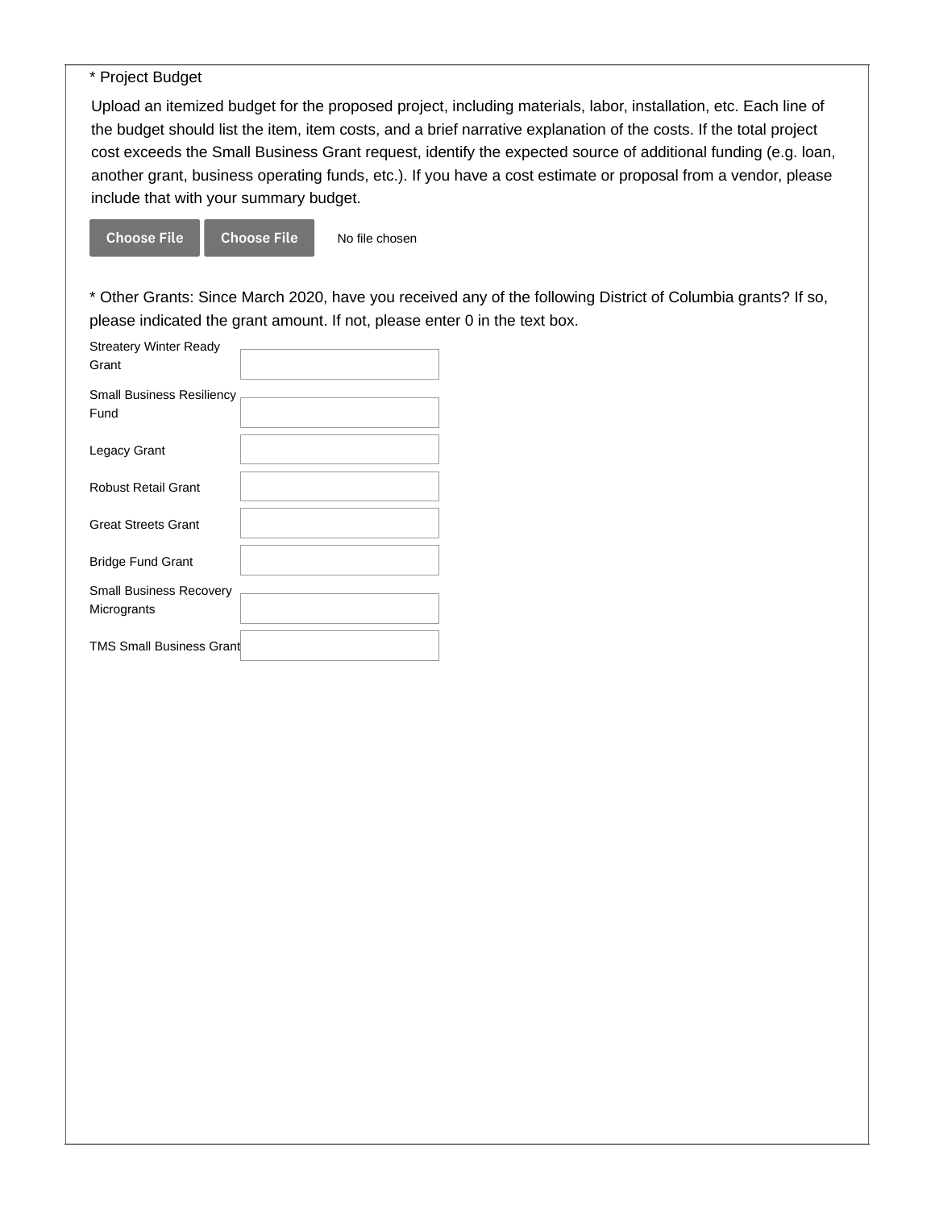* Project Budget

Upload an itemized budget for the proposed project, including materials, labor, installation, etc. Each line of the budget should list the item, item costs, and a brief narrative explanation of the costs. If the total project cost exceeds the Small Business Grant request, identify the expected source of additional funding (e.g. loan, another grant, business operating funds, etc.). If you have a cost estimate or proposal from a vendor, please include that with your summary budget.

Choose File Choose File No file chosen

* Other Grants: Since March 2020, have you received any of the following District of Columbia grants? If so, please indicated the grant amount. If not, please enter 0 in the text box.

| Grant | Amount |
| --- | --- |
| Streatery Winter Ready Grant | |
| Small Business Resiliency Fund | |
| Legacy Grant | |
| Robust Retail Grant | |
| Great Streets Grant | |
| Bridge Fund Grant | |
| Small Business Recovery Microgrants | |
| TMS Small Business Grant | |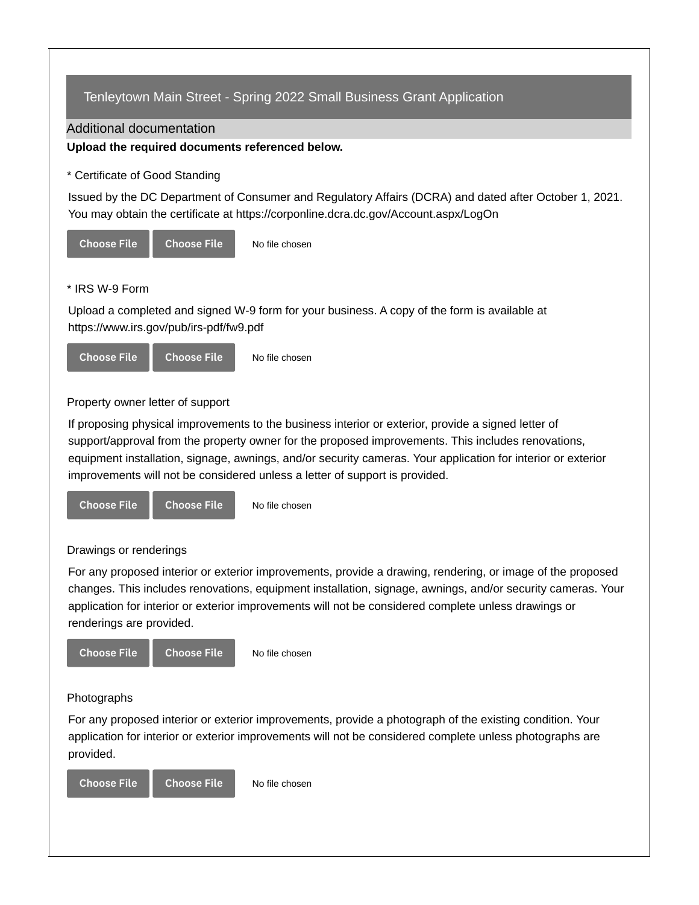## Tenleytown Main Street - Spring 2022 Small Business Grant Application

### Additional documentation

**Upload the required documents referenced below.**

* Certificate of Good Standing

Issued by the DC Department of Consumer and Regulatory Affairs (DCRA) and dated after October 1, 2021. You may obtain the certificate at https://corponline.dcra.dc.gov/Account.aspx/LogOn

Choose File Choose File No file chosen

* IRS W-9 Form

Upload a completed and signed W-9 form for your business. A copy of the form is available at https://www.irs.gov/pub/irs-pdf/fw9.pdf

Choose File Choose File No file chosen

Property owner letter of support

If proposing physical improvements to the business interior or exterior, provide a signed letter of support/approval from the property owner for the proposed improvements. This includes renovations, equipment installation, signage, awnings, and/or security cameras. Your application for interior or exterior improvements will not be considered unless a letter of support is provided.

Choose File Choose File No file chosen

Drawings or renderings

For any proposed interior or exterior improvements, provide a drawing, rendering, or image of the proposed changes. This includes renovations, equipment installation, signage, awnings, and/or security cameras. Your application for interior or exterior improvements will not be considered complete unless drawings or renderings are provided.

Choose File Choose File No file chosen

Photographs

For any proposed interior or exterior improvements, provide a photograph of the existing condition. Your application for interior or exterior improvements will not be considered complete unless photographs are provided.

Choose File Choose File No file chosen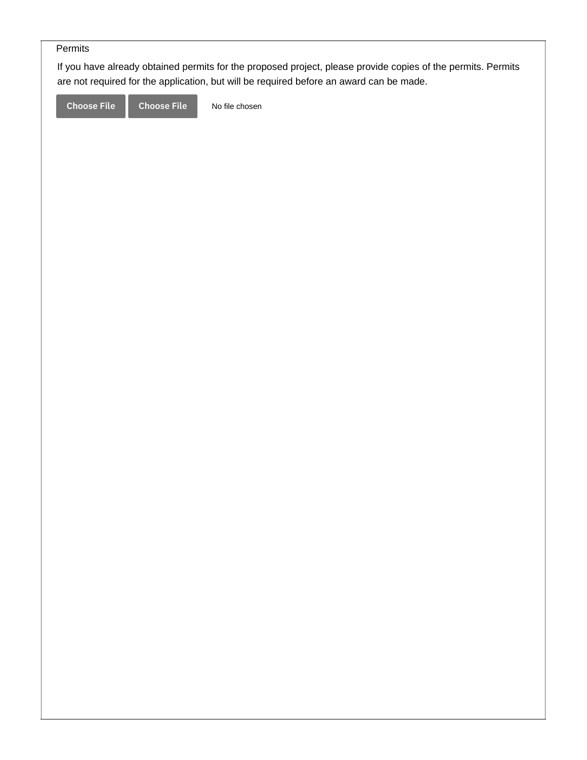Permits

If you have already obtained permits for the proposed project, please provide copies of the permits. Permits are not required for the application, but will be required before an award can be made.

Choose File Choose File No file chosen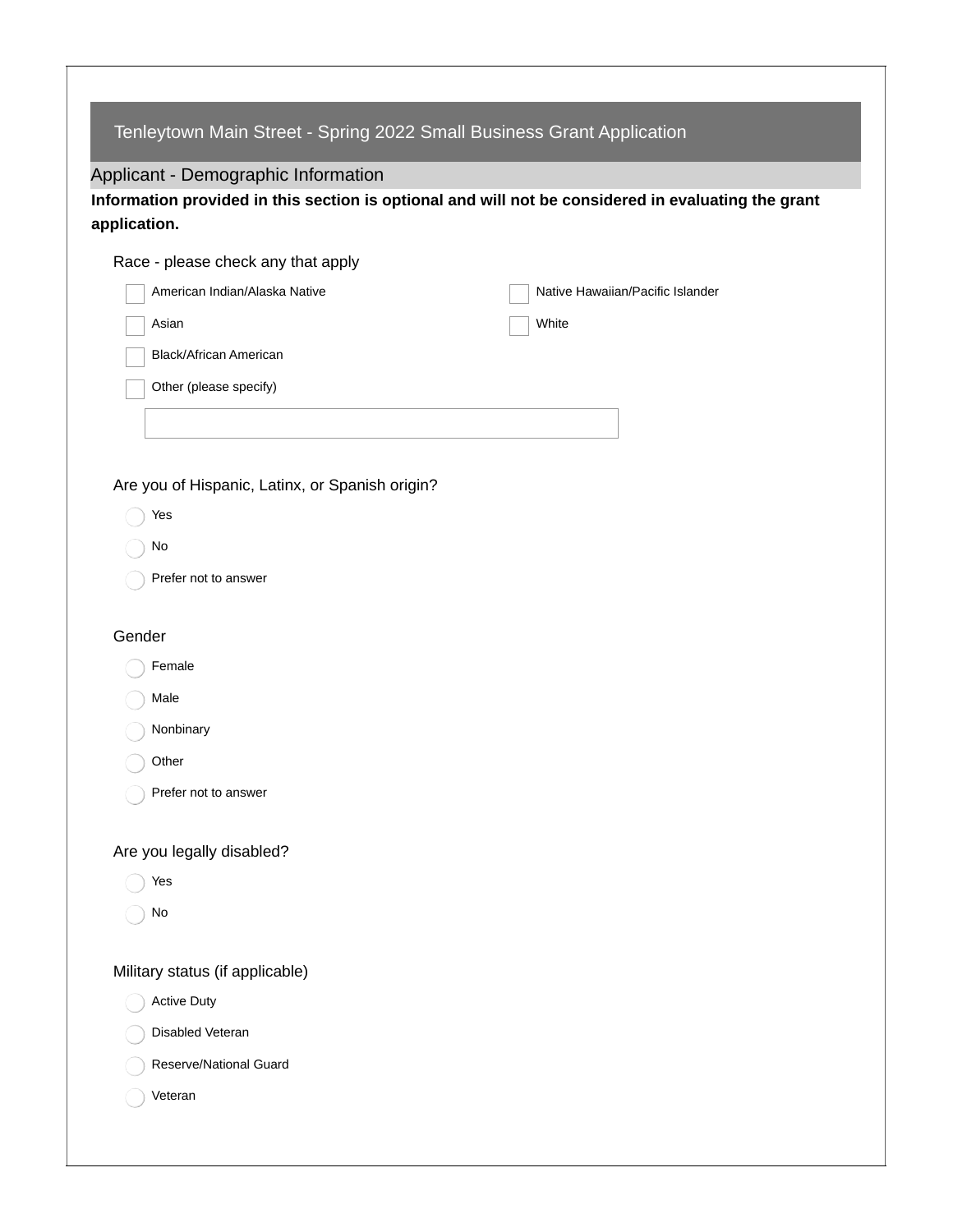# Tenleytown Main Street - Spring 2022 Small Business Grant Application

## Applicant - Demographic Information

**Information provided in this section is optional and will not be considered in evaluating the grant application.**

Race - please check any that apply

- ☐ American Indian/Alaska Native
- ☐ Asian
- ☐ Black/African American
- ☐ Other (please specify)
- ☐ Native Hawaiian/Pacific Islander
- ☐ White

\_\_\_\_\_\_\_\_\_\_\_\_\_\_\_\_\_\_\_\_\_\_\_\_\_\_\_\_\_\_\_\_

Are you of Hispanic, Latinx, or Spanish origin?

- ◯ Yes
- ◯ No
- ◯ Prefer not to answer

Gender

- ◯ Female
- ◯ Male
- ◯ Nonbinary
- ◯ Other
- ◯ Prefer not to answer

Are you legally disabled?

- ◯ Yes
- ◯ No

Military status (if applicable)

- ◯ Active Duty
- ◯ Disabled Veteran
- ◯ Reserve/National Guard
- ◯ Veteran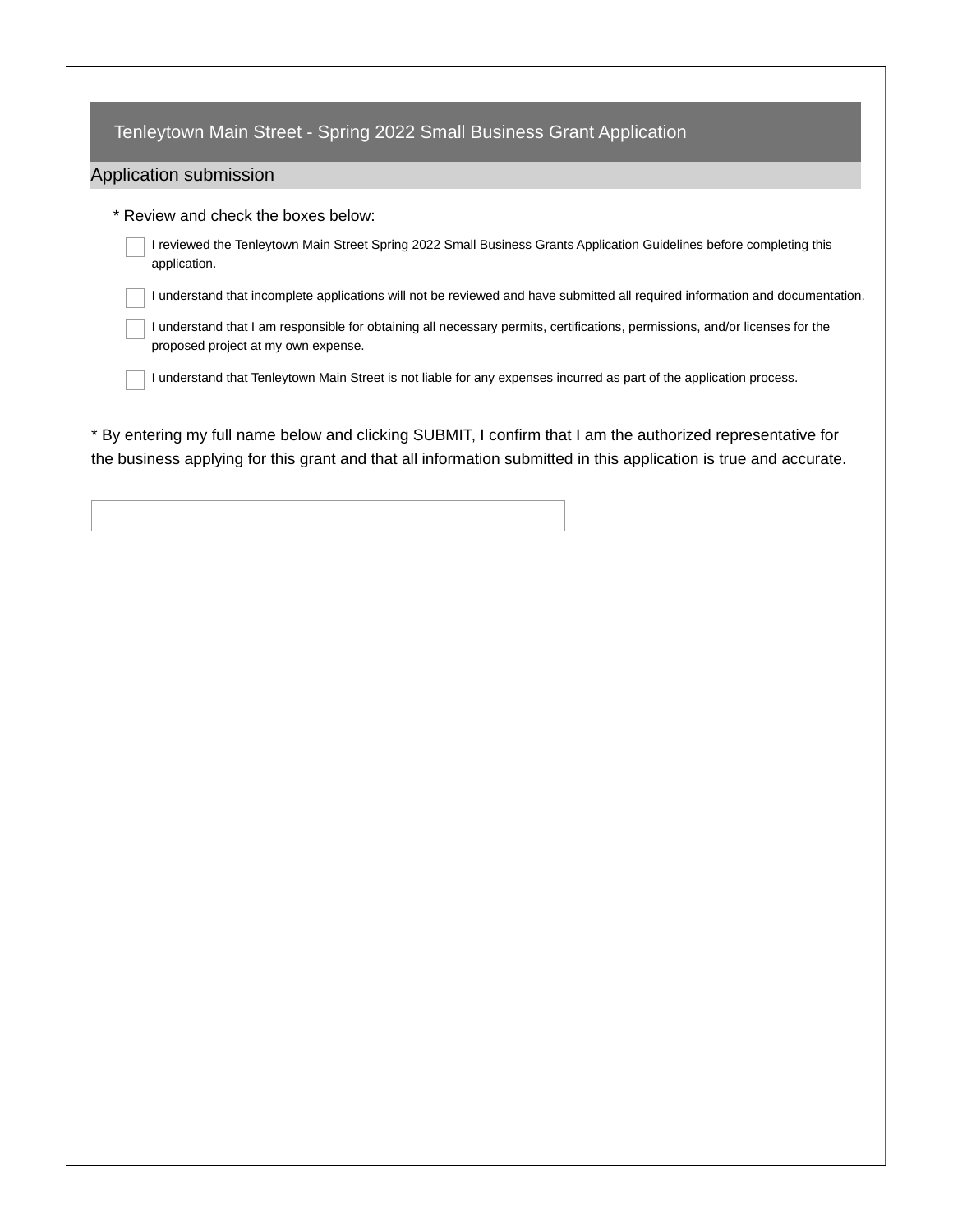## Tenleytown Main Street - Spring 2022 Small Business Grant Application

### Application submission

* Review and check the boxes below:

- [ ] I reviewed the Tenleytown Main Street Spring 2022 Small Business Grants Application Guidelines before completing this application.
- [ ] I understand that incomplete applications will not be reviewed and have submitted all required information and documentation.
- [ ] I understand that I am responsible for obtaining all necessary permits, certifications, permissions, and/or licenses for the proposed project at my own expense.
- [ ] I understand that Tenleytown Main Street is not liable for any expenses incurred as part of the application process.

* By entering my full name below and clicking SUBMIT, I confirm that I am the authorized representative for the business applying for this grant and that all information submitted in this application is true and accurate.

\_\_\_\_\_\_\_\_\_\_\_\_\_\_\_\_\_\_\_\_\_\_\_\_\_\_\_\_\_\_\_\_\_\_\_\_\_\_\_\_